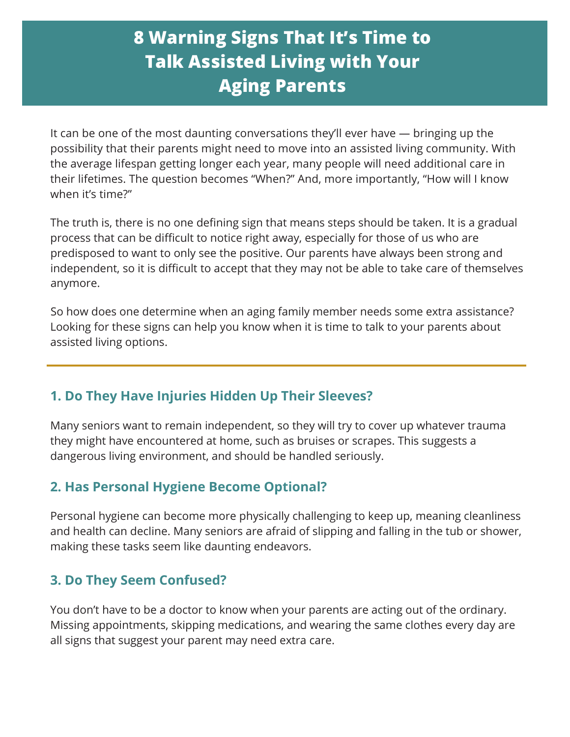# 8 Warning Signs That It's Time to Talk Assisted Living with Your Aging Parents

It can be one of the most daunting conversations they'll ever have — bringing up the possibility that their parents might need to move into an assisted living community. With the average lifespan getting longer each year, many people will need additional care in their lifetimes. The question becomes "When?" And, more importantly, "How will I know when it's time?"

The truth is, there is no one defining sign that means steps should be taken. It is a gradual process that can be difficult to notice right away, especially for those of us who are predisposed to want to only see the positive. Our parents have always been strong and independent, so it is difficult to accept that they may not be able to take care of themselves anymore.

So how does one determine when an aging family member needs some extra assistance? Looking for these signs can help you know when it is time to talk to your parents about assisted living options.

---

## 1. Do They Have Injuries Hidden Up Their Sleeves?

Many seniors want to remain independent, so they will try to cover up whatever trauma they might have encountered at home, such as bruises or scrapes. This suggests a dangerous living environment, and should be handled seriously.

## 2. Has Personal Hygiene Become Optional?

Personal hygiene can become more physically challenging to keep up, meaning cleanliness and health can decline. Many seniors are afraid of slipping and falling in the tub or shower, making these tasks seem like daunting endeavors.

## 3. Do They Seem Confused?

You don't have to be a doctor to know when your parents are acting out of the ordinary. Missing appointments, skipping medications, and wearing the same clothes every day are all signs that suggest your parent may need extra care.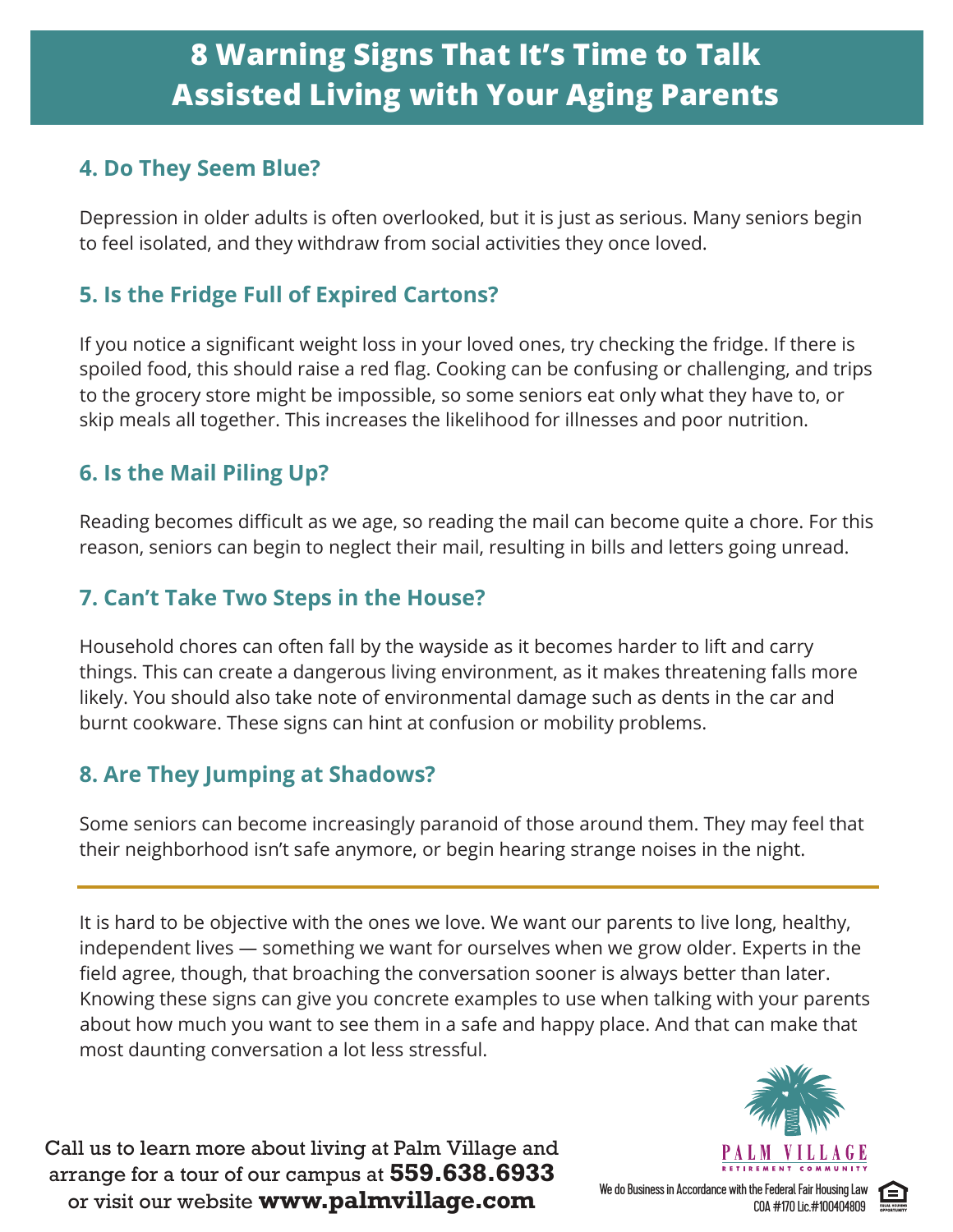# 8 Warning Signs That It's Time to Talk Assisted Living with Your Aging Parents

## 4. Do They Seem Blue?

Depression in older adults is often overlooked, but it is just as serious. Many seniors begin to feel isolated, and they withdraw from social activities they once loved.

## 5. Is the Fridge Full of Expired Cartons?

If you notice a significant weight loss in your loved ones, try checking the fridge. If there is spoiled food, this should raise a red flag. Cooking can be confusing or challenging, and trips to the grocery store might be impossible, so some seniors eat only what they have to, or skip meals all together. This increases the likelihood for illnesses and poor nutrition.

## 6. Is the Mail Piling Up?

Reading becomes difficult as we age, so reading the mail can become quite a chore. For this reason, seniors can begin to neglect their mail, resulting in bills and letters going unread.

## 7. Can't Take Two Steps in the House?

Household chores can often fall by the wayside as it becomes harder to lift and carry things. This can create a dangerous living environment, as it makes threatening falls more likely. You should also take note of environmental damage such as dents in the car and burnt cookware. These signs can hint at confusion or mobility problems.

## 8. Are They Jumping at Shadows?

Some seniors can become increasingly paranoid of those around them. They may feel that their neighborhood isn't safe anymore, or begin hearing strange noises in the night.

---

It is hard to be objective with the ones we love. We want our parents to live long, healthy, independent lives — something we want for ourselves when we grow older. Experts in the field agree, though, that broaching the conversation sooner is always better than later. Knowing these signs can give you concrete examples to use when talking with your parents about how much you want to see them in a safe and happy place. And that can make that most daunting conversation a lot less stressful.

Call us to learn more about living at Palm Village and arrange for a tour of our campus at **559.638.6933** or visit our website **www.palmvillage.com**

PALM VILLAGE RETIREMENT COMMUNITY

We do Business in Accordance with the Federal Fair Housing Law
COA #170 Lic.#100404809